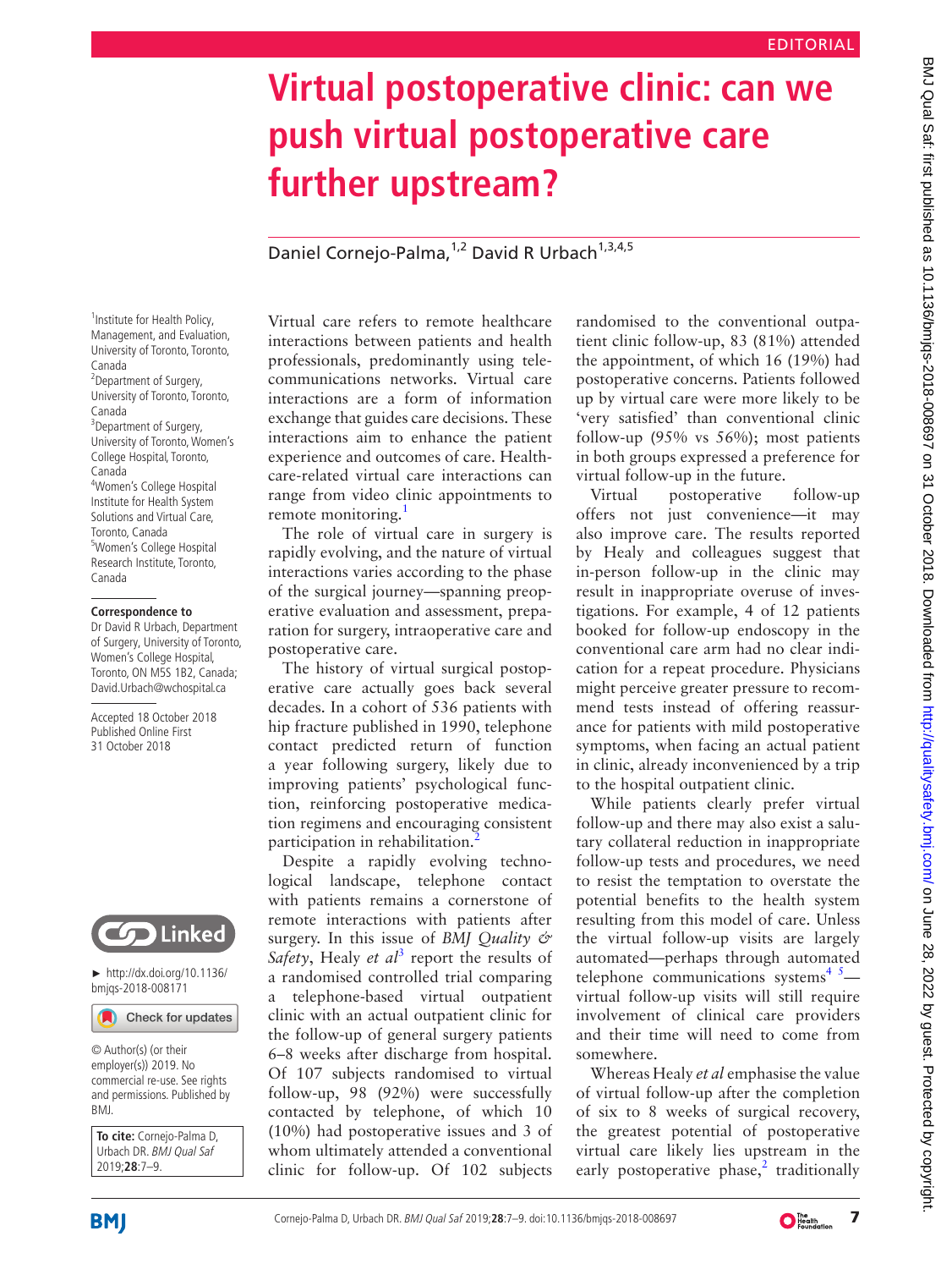EDITORIAL

# Virtual postoperative clinic: can we push virtual postoperative care further upstream?

Daniel Cornejo-Palma,[1,2] David R Urbach[1,3,4,5]

[1]Institute for Health Policy, Management, and Evaluation, University of Toronto, Toronto, Canada
[2]Department of Surgery, University of Toronto, Toronto, Canada
[3]Department of Surgery, University of Toronto, Women's College Hospital, Toronto, Canada
[4]Women's College Hospital Institute for Health System Solutions and Virtual Care, Toronto, Canada
[5]Women's College Hospital Research Institute, Toronto, Canada

**Correspondence to**
Dr David R Urbach, Department of Surgery, University of Toronto, Women's College Hospital, Toronto, ON M5S 1B2, Canada; David.Urbach@wchospital.ca

Accepted 18 October 2018
Published Online First 31 October 2018

► http://dx.doi.org/10.1136/bmjqs-2018-008171

© Author(s) (or their employer(s)) 2019. No commercial re-use. See rights and permissions. Published by BMJ.

**To cite:** Cornejo-Palma D, Urbach DR. *BMJ Qual Saf* 2019;**28**:7–9.

Virtual care refers to remote healthcare interactions between patients and health professionals, predominantly using telecommunications networks. Virtual care interactions are a form of information exchange that guides care decisions. These interactions aim to enhance the patient experience and outcomes of care. Healthcare-related virtual care interactions can range from video clinic appointments to remote monitoring.[1]

The role of virtual care in surgery is rapidly evolving, and the nature of virtual interactions varies according to the phase of the surgical journey—spanning preoperative evaluation and assessment, preparation for surgery, intraoperative care and postoperative care.

The history of virtual surgical postoperative care actually goes back several decades. In a cohort of 536 patients with hip fracture published in 1990, telephone contact predicted return of function a year following surgery, likely due to improving patients' psychological function, reinforcing postoperative medication regimens and encouraging consistent participation in rehabilitation.[2]

Despite a rapidly evolving technological landscape, telephone contact with patients remains a cornerstone of remote interactions with patients after surgery. In this issue of *BMJ Quality & Safety*, Healy *et al*[3] report the results of a randomised controlled trial comparing a telephone-based virtual outpatient clinic with an actual outpatient clinic for the follow-up of general surgery patients 6–8 weeks after discharge from hospital. Of 107 subjects randomised to virtual follow-up, 98 (92%) were successfully contacted by telephone, of which 10 (10%) had postoperative issues and 3 of whom ultimately attended a conventional clinic for follow-up. Of 102 subjects randomised to the conventional outpatient clinic follow-up, 83 (81%) attended the appointment, of which 16 (19%) had postoperative concerns. Patients followed up by virtual care were more likely to be 'very satisfied' than conventional clinic follow-up (95% vs 56%); most patients in both groups expressed a preference for virtual follow-up in the future.

Virtual postoperative follow-up offers not just convenience—it may also improve care. The results reported by Healy and colleagues suggest that in-person follow-up in the clinic may result in inappropriate overuse of investigations. For example, 4 of 12 patients booked for follow-up endoscopy in the conventional care arm had no clear indication for a repeat procedure. Physicians might perceive greater pressure to recommend tests instead of offering reassurance for patients with mild postoperative symptoms, when facing an actual patient in clinic, already inconvenienced by a trip to the hospital outpatient clinic.

While patients clearly prefer virtual follow-up and there may also exist a salutary collateral reduction in inappropriate follow-up tests and procedures, we need to resist the temptation to overstate the potential benefits to the health system resulting from this model of care. Unless the virtual follow-up visits are largely automated—perhaps through automated telephone communications systems[4,5]—virtual follow-up visits will still require involvement of clinical care providers and their time will need to come from somewhere.

Whereas Healy *et al* emphasise the value of virtual follow-up after the completion of six to 8 weeks of surgical recovery, the greatest potential of postoperative virtual care likely lies upstream in the early postoperative phase,[2] traditionally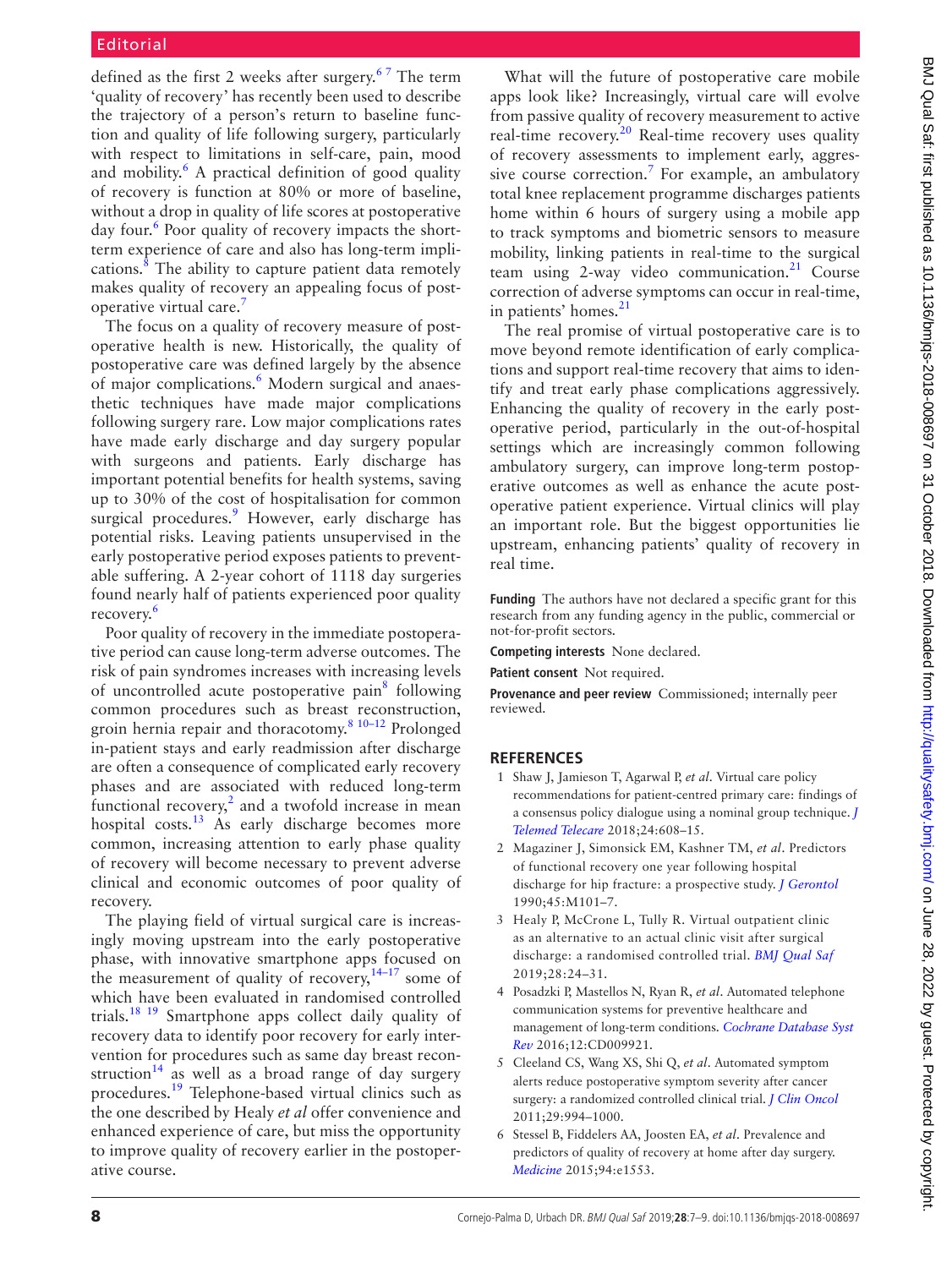defined as the first 2 weeks after surgery.[6 7] The term 'quality of recovery' has recently been used to describe the trajectory of a person's return to baseline function and quality of life following surgery, particularly with respect to limitations in self-care, pain, mood and mobility.[6] A practical definition of good quality of recovery is function at 80% or more of baseline, without a drop in quality of life scores at postoperative day four.[6] Poor quality of recovery impacts the short-term experience of care and also has long-term implications.[8] The ability to capture patient data remotely makes quality of recovery an appealing focus of postoperative virtual care.[7]

The focus on a quality of recovery measure of postoperative health is new. Historically, the quality of postoperative care was defined largely by the absence of major complications.[6] Modern surgical and anaesthetic techniques have made major complications following surgery rare. Low major complications rates have made early discharge and day surgery popular with surgeons and patients. Early discharge has important potential benefits for health systems, saving up to 30% of the cost of hospitalisation for common surgical procedures.[9] However, early discharge has potential risks. Leaving patients unsupervised in the early postoperative period exposes patients to preventable suffering. A 2-year cohort of 1118 day surgeries found nearly half of patients experienced poor quality recovery.[6]

Poor quality of recovery in the immediate postoperative period can cause long-term adverse outcomes. The risk of pain syndromes increases with increasing levels of uncontrolled acute postoperative pain[8] following common procedures such as breast reconstruction, groin hernia repair and thoracotomy.[8 10–12] Prolonged in-patient stays and early readmission after discharge are often a consequence of complicated early recovery phases and are associated with reduced long-term functional recovery,[2] and a twofold increase in mean hospital costs.[13] As early discharge becomes more common, increasing attention to early phase quality of recovery will become necessary to prevent adverse clinical and economic outcomes of poor quality of recovery.

The playing field of virtual surgical care is increasingly moving upstream into the early postoperative phase, with innovative smartphone apps focused on the measurement of quality of recovery,[14–17] some of which have been evaluated in randomised controlled trials.[18 19] Smartphone apps collect daily quality of recovery data to identify poor recovery for early intervention for procedures such as same day breast reconstruction[14] as well as a broad range of day surgery procedures.[19] Telephone-based virtual clinics such as the one described by Healy *et al* offer convenience and enhanced experience of care, but miss the opportunity to improve quality of recovery earlier in the postoperative course.

What will the future of postoperative care mobile apps look like? Increasingly, virtual care will evolve from passive quality of recovery measurement to active real-time recovery.[20] Real-time recovery uses quality of recovery assessments to implement early, aggressive course correction.[7] For example, an ambulatory total knee replacement programme discharges patients home within 6 hours of surgery using a mobile app to track symptoms and biometric sensors to measure mobility, linking patients in real-time to the surgical team using 2-way video communication.[21] Course correction of adverse symptoms can occur in real-time, in patients' homes.[21]

The real promise of virtual postoperative care is to move beyond remote identification of early complications and support real-time recovery that aims to identify and treat early phase complications aggressively. Enhancing the quality of recovery in the early postoperative period, particularly in the out-of-hospital settings which are increasingly common following ambulatory surgery, can improve long-term postoperative outcomes as well as enhance the acute postoperative patient experience. Virtual clinics will play an important role. But the biggest opportunities lie upstream, enhancing patients' quality of recovery in real time.

**Funding** The authors have not declared a specific grant for this research from any funding agency in the public, commercial or not-for-profit sectors.

**Competing interests** None declared.

**Patient consent** Not required.

**Provenance and peer review** Commissioned; internally peer reviewed.

## REFERENCES

1. Shaw J, Jamieson T, Agarwal P, *et al*. Virtual care policy recommendations for patient-centred primary care: findings of a consensus policy dialogue using a nominal group technique. *J Telemed Telecare* 2018;24:608–15.
2. Magaziner J, Simonsick EM, Kashner TM, *et al*. Predictors of functional recovery one year following hospital discharge for hip fracture: a prospective study. *J Gerontol* 1990;45:M101–7.
3. Healy P, McCrone L, Tully R. Virtual outpatient clinic as an alternative to an actual clinic visit after surgical discharge: a randomised controlled trial. *BMJ Qual Saf* 2019;28:24–31.
4. Posadzki P, Mastellos N, Ryan R, *et al*. Automated telephone communication systems for preventive healthcare and management of long-term conditions. *Cochrane Database Syst Rev* 2016;12:CD009921.
5. Cleeland CS, Wang XS, Shi Q, *et al*. Automated symptom alerts reduce postoperative symptom severity after cancer surgery: a randomized controlled clinical trial. *J Clin Oncol* 2011;29:994–1000.
6. Stessel B, Fiddelers AA, Joosten EA, *et al*. Prevalence and predictors of quality of recovery at home after day surgery. *Medicine* 2015;94:e1553.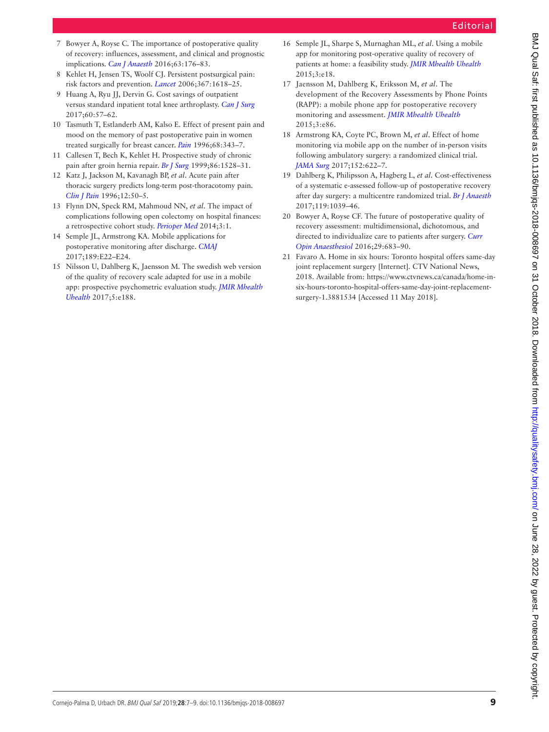7. Bowyer A, Royse C. The importance of postoperative quality of recovery: influences, assessment, and clinical and prognostic implications. *Can J Anaesth* 2016;63:176–83.
8. Kehlet H, Jensen TS, Woolf CJ. Persistent postsurgical pain: risk factors and prevention. *Lancet* 2006;367:1618–25.
9. Huang A, Ryu JJ, Dervin G. Cost savings of outpatient versus standard inpatient total knee arthroplasty. *Can J Surg* 2017;60:57–62.
10. Tasmuth T, Estlanderb AM, Kalso E. Effect of present pain and mood on the memory of past postoperative pain in women treated surgically for breast cancer. *Pain* 1996;68:343–7.
11. Callesen T, Bech K, Kehlet H. Prospective study of chronic pain after groin hernia repair. *Br J Surg* 1999;86:1528–31.
12. Katz J, Jackson M, Kavanagh BP, *et al*. Acute pain after thoracic surgery predicts long-term post-thoracotomy pain. *Clin J Pain* 1996;12:50–5.
13. Flynn DN, Speck RM, Mahmoud NN, *et al*. The impact of complications following open colectomy on hospital finances: a retrospective cohort study. *Perioper Med* 2014;3:1.
14. Semple JL, Armstrong KA. Mobile applications for postoperative monitoring after discharge. *CMAJ* 2017;189:E22–E24.
15. Nilsson U, Dahlberg K, Jaensson M. The swedish web version of the quality of recovery scale adapted for use in a mobile app: prospective psychometric evaluation study. *JMIR Mhealth Uhealth* 2017;5:e188.
16. Semple JL, Sharpe S, Murnaghan ML, *et al*. Using a mobile app for monitoring post-operative quality of recovery of patients at home: a feasibility study. *JMIR Mhealth Uhealth* 2015;3:e18.
17. Jaensson M, Dahlberg K, Eriksson M, *et al*. The development of the Recovery Assessments by Phone Points (RAPP): a mobile phone app for postoperative recovery monitoring and assessment. *JMIR Mhealth Uhealth* 2015;3:e86.
18. Armstrong KA, Coyte PC, Brown M, *et al*. Effect of home monitoring via mobile app on the number of in-person visits following ambulatory surgery: a randomized clinical trial. *JAMA Surg* 2017;152:622–7.
19. Dahlberg K, Philipsson A, Hagberg L, *et al*. Cost-effectiveness of a systematic e-assessed follow-up of postoperative recovery after day surgery: a multicentre randomized trial. *Br J Anaesth* 2017;119:1039–46.
20. Bowyer A, Royse CF. The future of postoperative quality of recovery assessment: multidimensional, dichotomous, and directed to individualize care to patients after surgery. *Curr Opin Anaesthesiol* 2016;29:683–90.
21. Favaro A. Home in six hours: Toronto hospital offers same-day joint replacement surgery [Internet]. CTV National News, 2018. Available from: https://www.ctvnews.ca/canada/home-in-six-hours-toronto-hospital-offers-same-day-joint-replacement-surgery-1.3881534 [Accessed 11 May 2018].